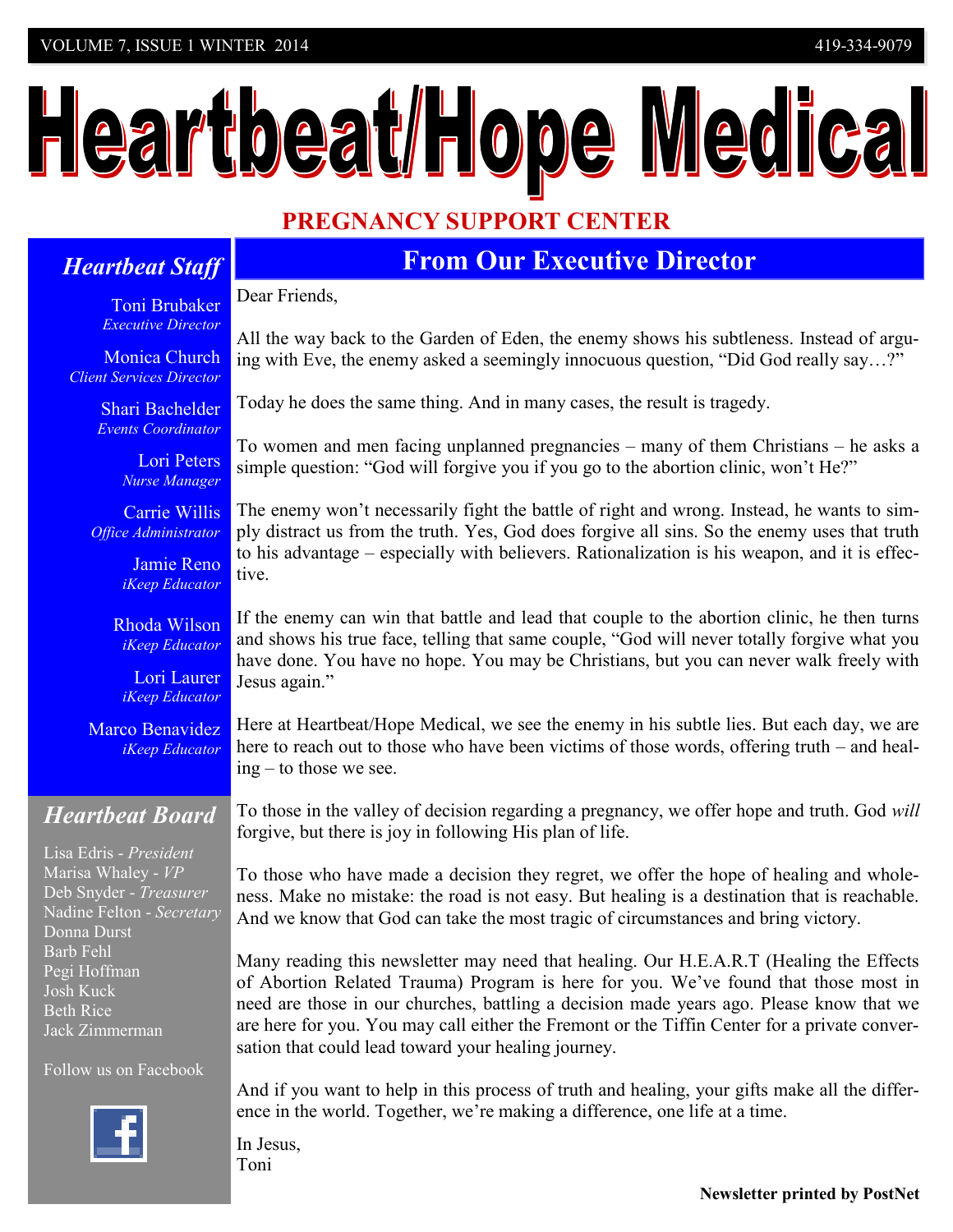# Heartbeat/Hope Medical

## PREGNANCY SUPPORT CENTER

VOLUME 7, ISSUE 1 WINTER 2014 — 419-334-9079

## From Our Executive Director

Dear Friends,

All the way back to the Garden of Eden, the enemy shows his subtleness. Instead of arguing with Eve, the enemy asked a seemingly innocuous question, "Did God really say…?"

Today he does the same thing. And in many cases, the result is tragedy.

To women and men facing unplanned pregnancies – many of them Christians – he asks a simple question: "God will forgive you if you go to the abortion clinic, won't He?"

The enemy won't necessarily fight the battle of right and wrong. Instead, he wants to simply distract us from the truth. Yes, God does forgive all sins. So the enemy uses that truth to his advantage – especially with believers. Rationalization is his weapon, and it is effective.

If the enemy can win that battle and lead that couple to the abortion clinic, he then turns and shows his true face, telling that same couple, "God will never totally forgive what you have done. You have no hope. You may be Christians, but you can never walk freely with Jesus again."

Here at Heartbeat/Hope Medical, we see the enemy in his subtle lies. But each day, we are here to reach out to those who have been victims of those words, offering truth – and healing – to those we see.

To those in the valley of decision regarding a pregnancy, we offer hope and truth. God *will* forgive, but there is joy in following His plan of life.

To those who have made a decision they regret, we offer the hope of healing and wholeness. Make no mistake: the road is not easy. But healing is a destination that is reachable. And we know that God can take the most tragic of circumstances and bring victory.

Many reading this newsletter may need that healing. Our H.E.A.R.T (Healing the Effects of Abortion Related Trauma) Program is here for you. We've found that those most in need are those in our churches, battling a decision made years ago. Please know that we are here for you. You may call either the Fremont or the Tiffin Center for a private conversation that could lead toward your healing journey.

And if you want to help in this process of truth and healing, your gifts make all the difference in the world. Together, we're making a difference, one life at a time.

In Jesus,
Toni

### *Heartbeat Staff*

Toni Brubaker
*Executive Director*

Monica Church
*Client Services Director*

Shari Bachelder
*Events Coordinator*

Lori Peters
*Nurse Manager*

Carrie Willis
*Office Administrator*

Jamie Reno
*iKeep Educator*

Rhoda Wilson
*iKeep Educator*

Lori Laurer
*iKeep Educator*

Marco Benavidez
*iKeep Educator*

### *Heartbeat Board*

Lisa Edris - *President*
Marisa Whaley - *VP*
Deb Snyder - *Treasurer*
Nadine Felton - *Secretary*
Donna Durst
Barb Fehl
Pegi Hoffman
Josh Kuck
Beth Rice
Jack Zimmerman

Follow us on Facebook

**Newsletter printed by PostNet**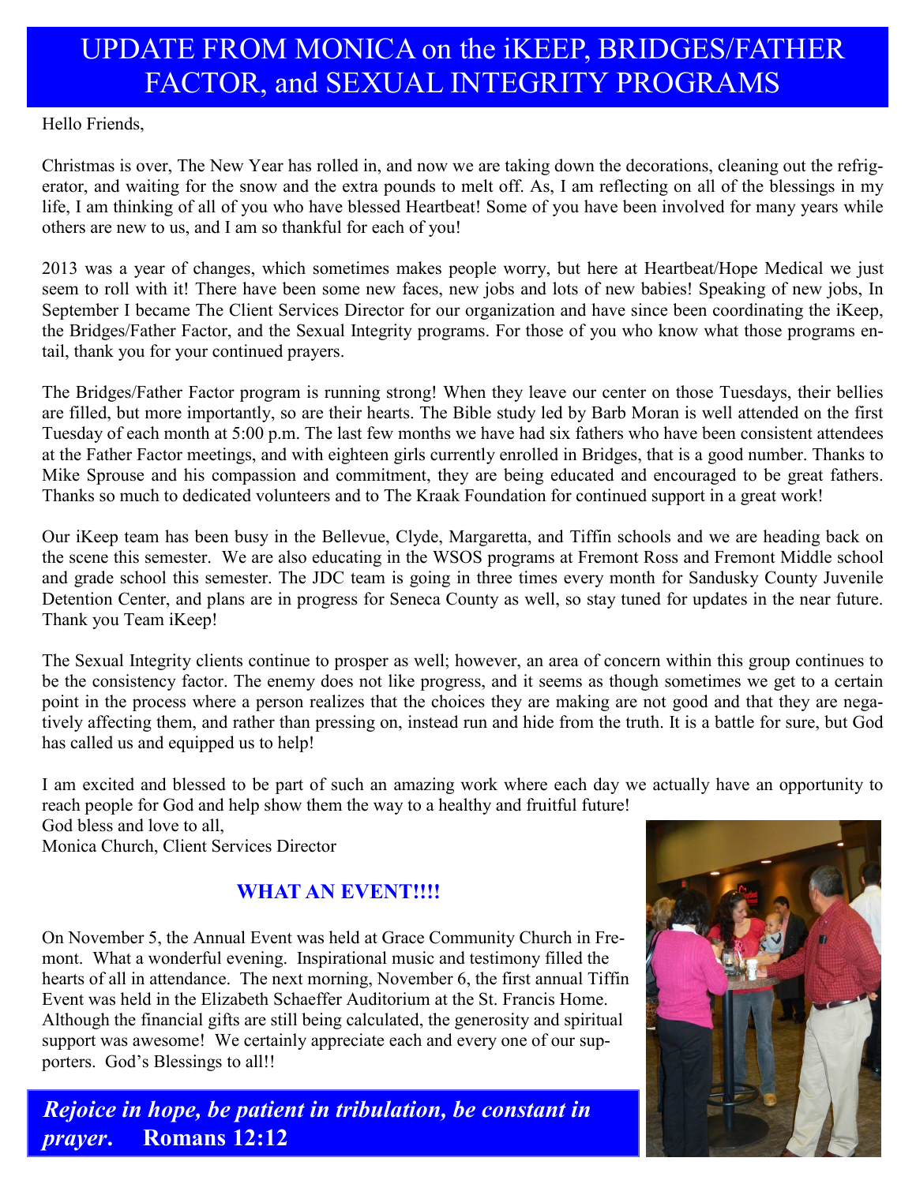# UPDATE FROM MONICA on the iKEEP, BRIDGES/FATHER FACTOR, and SEXUAL INTEGRITY PROGRAMS

Hello Friends,

Christmas is over, The New Year has rolled in, and now we are taking down the decorations, cleaning out the refrigerator, and waiting for the snow and the extra pounds to melt off. As, I am reflecting on all of the blessings in my life, I am thinking of all of you who have blessed Heartbeat! Some of you have been involved for many years while others are new to us, and I am so thankful for each of you!

2013 was a year of changes, which sometimes makes people worry, but here at Heartbeat/Hope Medical we just seem to roll with it! There have been some new faces, new jobs and lots of new babies! Speaking of new jobs, In September I became The Client Services Director for our organization and have since been coordinating the iKeep, the Bridges/Father Factor, and the Sexual Integrity programs. For those of you who know what those programs entail, thank you for your continued prayers.

The Bridges/Father Factor program is running strong! When they leave our center on those Tuesdays, their bellies are filled, but more importantly, so are their hearts. The Bible study led by Barb Moran is well attended on the first Tuesday of each month at 5:00 p.m. The last few months we have had six fathers who have been consistent attendees at the Father Factor meetings, and with eighteen girls currently enrolled in Bridges, that is a good number. Thanks to Mike Sprouse and his compassion and commitment, they are being educated and encouraged to be great fathers. Thanks so much to dedicated volunteers and to The Kraak Foundation for continued support in a great work!

Our iKeep team has been busy in the Bellevue, Clyde, Margaretta, and Tiffin schools and we are heading back on the scene this semester. We are also educating in the WSOS programs at Fremont Ross and Fremont Middle school and grade school this semester. The JDC team is going in three times every month for Sandusky County Juvenile Detention Center, and plans are in progress for Seneca County as well, so stay tuned for updates in the near future. Thank you Team iKeep!

The Sexual Integrity clients continue to prosper as well; however, an area of concern within this group continues to be the consistency factor. The enemy does not like progress, and it seems as though sometimes we get to a certain point in the process where a person realizes that the choices they are making are not good and that they are negatively affecting them, and rather than pressing on, instead run and hide from the truth. It is a battle for sure, but God has called us and equipped us to help!

I am excited and blessed to be part of such an amazing work where each day we actually have an opportunity to reach people for God and help show them the way to a healthy and fruitful future!

God bless and love to all,
Monica Church, Client Services Director

## WHAT AN EVENT!!!!

On November 5, the Annual Event was held at Grace Community Church in Fremont. What a wonderful evening. Inspirational music and testimony filled the hearts of all in attendance. The next morning, November 6, the first annual Tiffin Event was held in the Elizabeth Schaeffer Auditorium at the St. Francis Home. Although the financial gifts are still being calculated, the generosity and spiritual support was awesome! We certainly appreciate each and every one of our supporters. God's Blessings to all!!

***Rejoice in hope, be patient in tribulation, be constant in prayer*. Romans 12:12**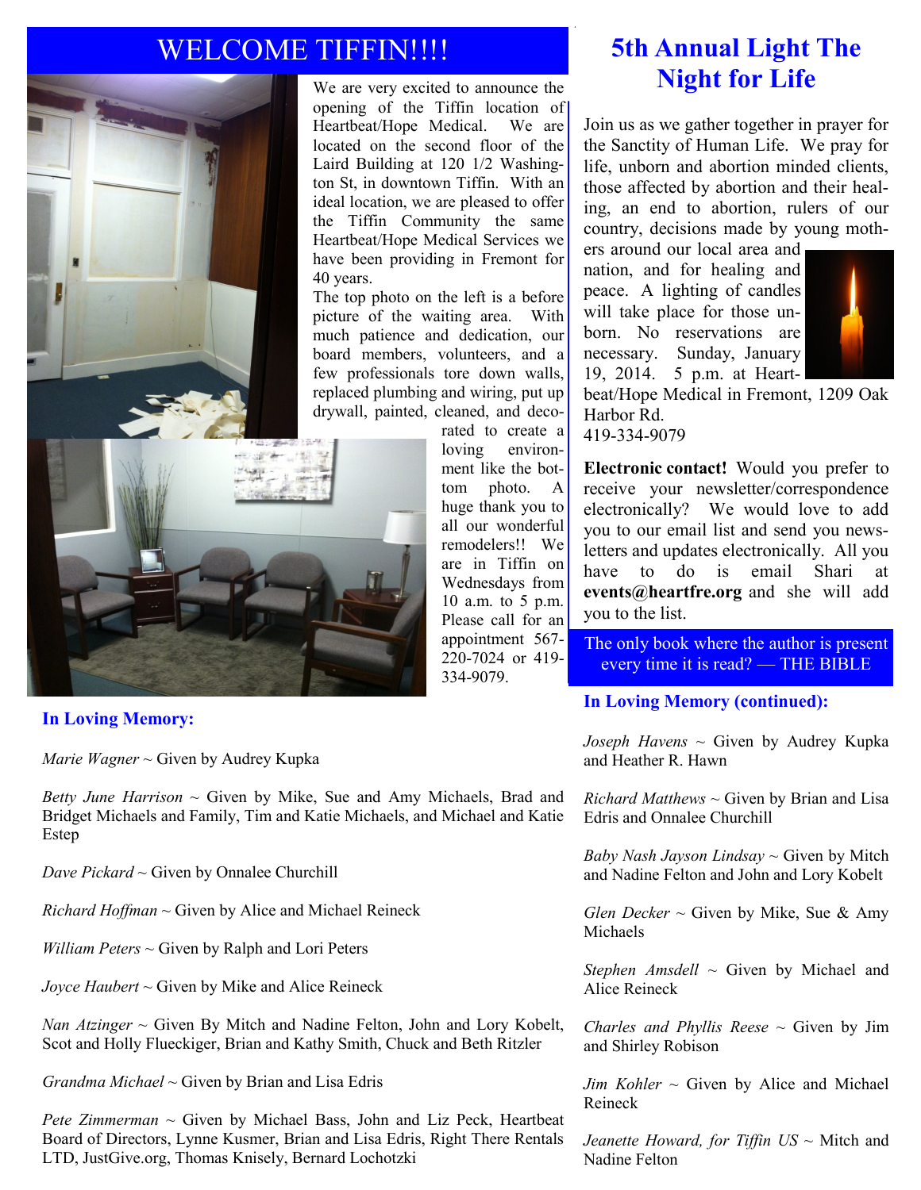# WELCOME TIFFIN!!!!

We are very excited to announce the opening of the Tiffin location of Heartbeat/Hope Medical. We are located on the second floor of the Laird Building at 120 1/2 Washington St, in downtown Tiffin. With an ideal location, we are pleased to offer the Tiffin Community the same Heartbeat/Hope Medical Services we have been providing in Fremont for 40 years.

The top photo on the left is a before picture of the waiting area. With much patience and dedication, our board members, volunteers, and a few professionals tore down walls, replaced plumbing and wiring, put up drywall, painted, cleaned, and decorated to create a loving environment like the bottom photo. A huge thank you to all our wonderful remodelers!! We are in Tiffin on Wednesdays from 10 a.m. to 5 p.m. Please call for an appointment 567-220-7024 or 419-334-9079.

## In Loving Memory:

*Marie Wagner* ~ Given by Audrey Kupka

*Betty June Harrison* ~ Given by Mike, Sue and Amy Michaels, Brad and Bridget Michaels and Family, Tim and Katie Michaels, and Michael and Katie Estep

*Dave Pickard* ~ Given by Onnalee Churchill

*Richard Hoffman* ~ Given by Alice and Michael Reineck

*William Peters* ~ Given by Ralph and Lori Peters

*Joyce Haubert* ~ Given by Mike and Alice Reineck

*Nan Atzinger* ~ Given By Mitch and Nadine Felton, John and Lory Kobelt, Scot and Holly Flueckiger, Brian and Kathy Smith, Chuck and Beth Ritzler

*Grandma Michael* ~ Given by Brian and Lisa Edris

*Pete Zimmerman* ~ Given by Michael Bass, John and Liz Peck, Heartbeat Board of Directors, Lynne Kusmer, Brian and Lisa Edris, Right There Rentals LTD, JustGive.org, Thomas Knisely, Bernard Lochotzki

# 5th Annual Light The Night for Life

Join us as we gather together in prayer for the Sanctity of Human Life. We pray for life, unborn and abortion minded clients, those affected by abortion and their healing, an end to abortion, rulers of our country, decisions made by young mothers around our local area and nation, and for healing and peace. A lighting of candles will take place for those unborn. No reservations are necessary. Sunday, January 19, 2014. 5 p.m. at Heartbeat/Hope Medical in Fremont, 1209 Oak Harbor Rd.
419-334-9079

**Electronic contact!** Would you prefer to receive your newsletter/correspondence electronically? We would love to add you to our email list and send you newsletters and updates electronically. All you have to do is email Shari at **events@heartfre.org** and she will add you to the list.

The only book where the author is present every time it is read? — THE BIBLE

## In Loving Memory (continued):

*Joseph Havens* ~ Given by Audrey Kupka and Heather R. Hawn

*Richard Matthews* ~ Given by Brian and Lisa Edris and Onnalee Churchill

*Baby Nash Jayson Lindsay* ~ Given by Mitch and Nadine Felton and John and Lory Kobelt

*Glen Decker* ~ Given by Mike, Sue & Amy Michaels

*Stephen Amsdell* ~ Given by Michael and Alice Reineck

*Charles and Phyllis Reese* ~ Given by Jim and Shirley Robison

*Jim Kohler* ~ Given by Alice and Michael Reineck

*Jeanette Howard, for Tiffin US* ~ Mitch and Nadine Felton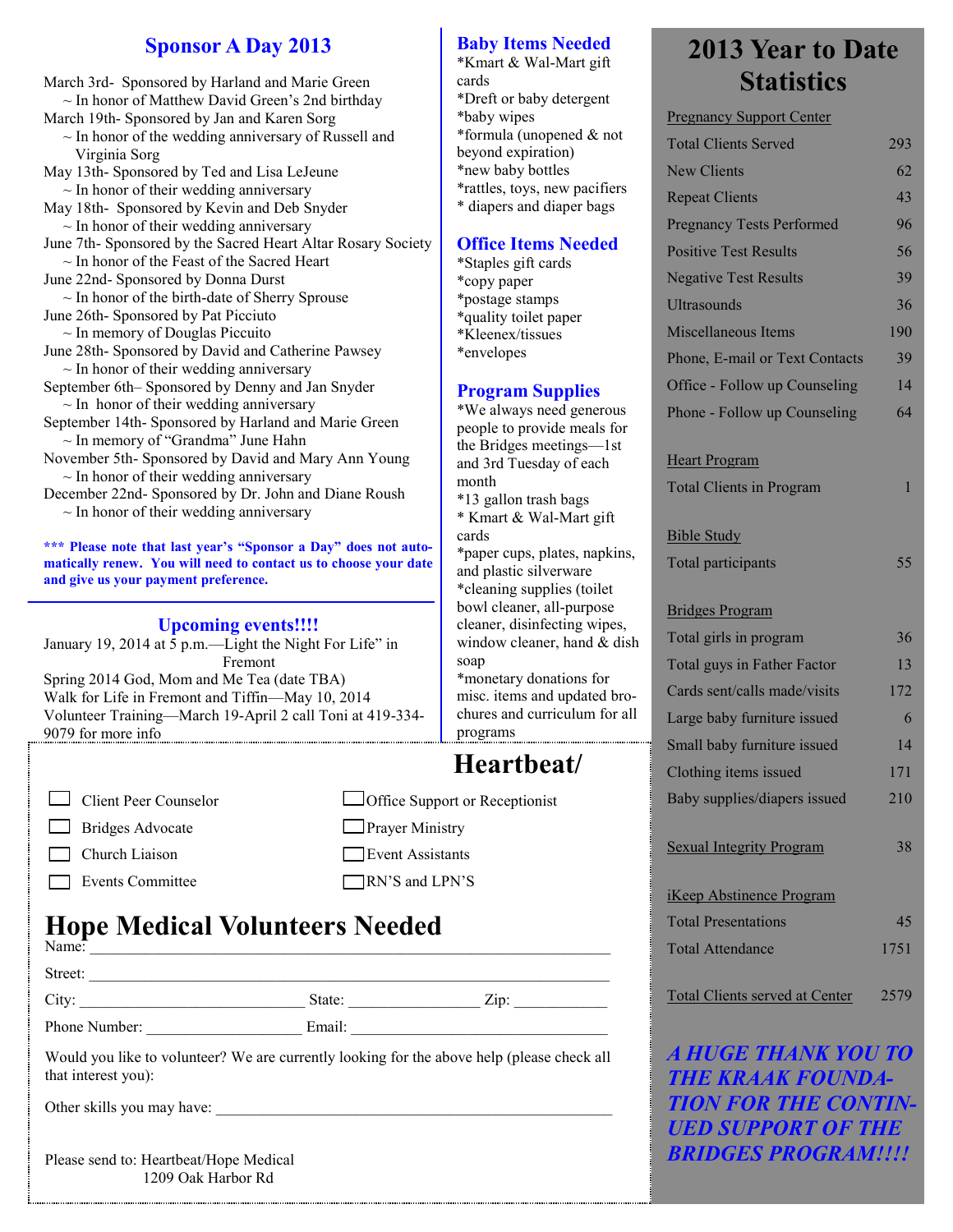## Sponsor A Day 2013

March 3rd- Sponsored by Harland and Marie Green
~ In honor of Matthew David Green's 2nd birthday
March 19th- Sponsored by Jan and Karen Sorg
~ In honor of the wedding anniversary of Russell and Virginia Sorg
May 13th- Sponsored by Ted and Lisa LeJeune
~ In honor of their wedding anniversary
May 18th- Sponsored by Kevin and Deb Snyder
~ In honor of their wedding anniversary
June 7th- Sponsored by the Sacred Heart Altar Rosary Society
~ In honor of the Feast of the Sacred Heart
June 22nd- Sponsored by Donna Durst
~ In honor of the birth-date of Sherry Sprouse
June 26th- Sponsored by Pat Picciuto
~ In memory of Douglas Piccuito
June 28th- Sponsored by David and Catherine Pawsey
~ In honor of their wedding anniversary
September 6th– Sponsored by Denny and Jan Snyder
~ In honor of their wedding anniversary
September 14th- Sponsored by Harland and Marie Green
~ In memory of "Grandma" June Hahn
November 5th- Sponsored by David and Mary Ann Young
~ In honor of their wedding anniversary
December 22nd- Sponsored by Dr. John and Diane Roush
~ In honor of their wedding anniversary

**\*\*\* Please note that last year's "Sponsor a Day" does not automatically renew. You will need to contact us to choose your date and give us your payment preference.**

## Upcoming events!!!!

January 19, 2014 at 5 p.m.—Light the Night For Life" in Fremont
Spring 2014 God, Mom and Me Tea (date TBA)
Walk for Life in Fremont and Tiffin—May 10, 2014
Volunteer Training—March 19-April 2 call Toni at 419-334-9079 for more info

## Baby Items Needed

*Kmart & Wal-Mart gift cards
*Dreft or baby detergent
*baby wipes
*formula (unopened & not beyond expiration)
*new baby bottles
*rattles, toys, new pacifiers
* diapers and diaper bags

## Office Items Needed

*Staples gift cards
*copy paper
*postage stamps
*quality toilet paper
*Kleenex/tissues
*envelopes

## Program Supplies

*We always need generous people to provide meals for the Bridges meetings—1st and 3rd Tuesday of each month
*13 gallon trash bags
* Kmart & Wal-Mart gift cards
*paper cups, plates, napkins, and plastic silverware
*cleaning supplies (toilet bowl cleaner, all-purpose cleaner, disinfecting wipes, window cleaner, hand & dish soap
*monetary donations for misc. items and updated brochures and curriculum for all programs

## Heartbeat/

## Hope Medical Volunteers Needed

- [ ] Client Peer Counselor
- [ ] Bridges Advocate
- [ ] Church Liaison
- [ ] Events Committee
- [ ] Office Support or Receptionist
- [ ] Prayer Ministry
- [ ] Event Assistants
- [ ] RN'S and LPN'S

Name: ______________________________________________

Street: ______________________________________________

City: ____________________ State: ______________ Zip: __________

Phone Number: ________________ Email: ________________________

Would you like to volunteer? We are currently looking for the above help (please check all that interest you):

Other skills you may have: ______________________________________

Please send to: Heartbeat/Hope Medical
1209 Oak Harbor Rd

## 2013 Year to Date Statistics

| Pregnancy Support Center | |
|---|---|
| Total Clients Served | 293 |
| New Clients | 62 |
| Repeat Clients | 43 |
| Pregnancy Tests Performed | 96 |
| Positive Test Results | 56 |
| Negative Test Results | 39 |
| Ultrasounds | 36 |
| Miscellaneous Items | 190 |
| Phone, E-mail or Text Contacts | 39 |
| Office - Follow up Counseling | 14 |
| Phone - Follow up Counseling | 64 |
| **Heart Program** | |
| Total Clients in Program | 1 |
| **Bible Study** | |
| Total participants | 55 |
| **Bridges Program** | |
| Total girls in program | 36 |
| Total guys in Father Factor | 13 |
| Cards sent/calls made/visits | 172 |
| Large baby furniture issued | 6 |
| Small baby furniture issued | 14 |
| Clothing items issued | 171 |
| Baby supplies/diapers issued | 210 |
| **Sexual Integrity Program** | 38 |
| **iKeep Abstinence Program** | |
| Total Presentations | 45 |
| Total Attendance | 1751 |
| **Total Clients served at Center** | 2579 |

***A HUGE THANK YOU TO THE KRAAK FOUNDATION FOR THE CONTINUED SUPPORT OF THE BRIDGES PROGRAM!!!!***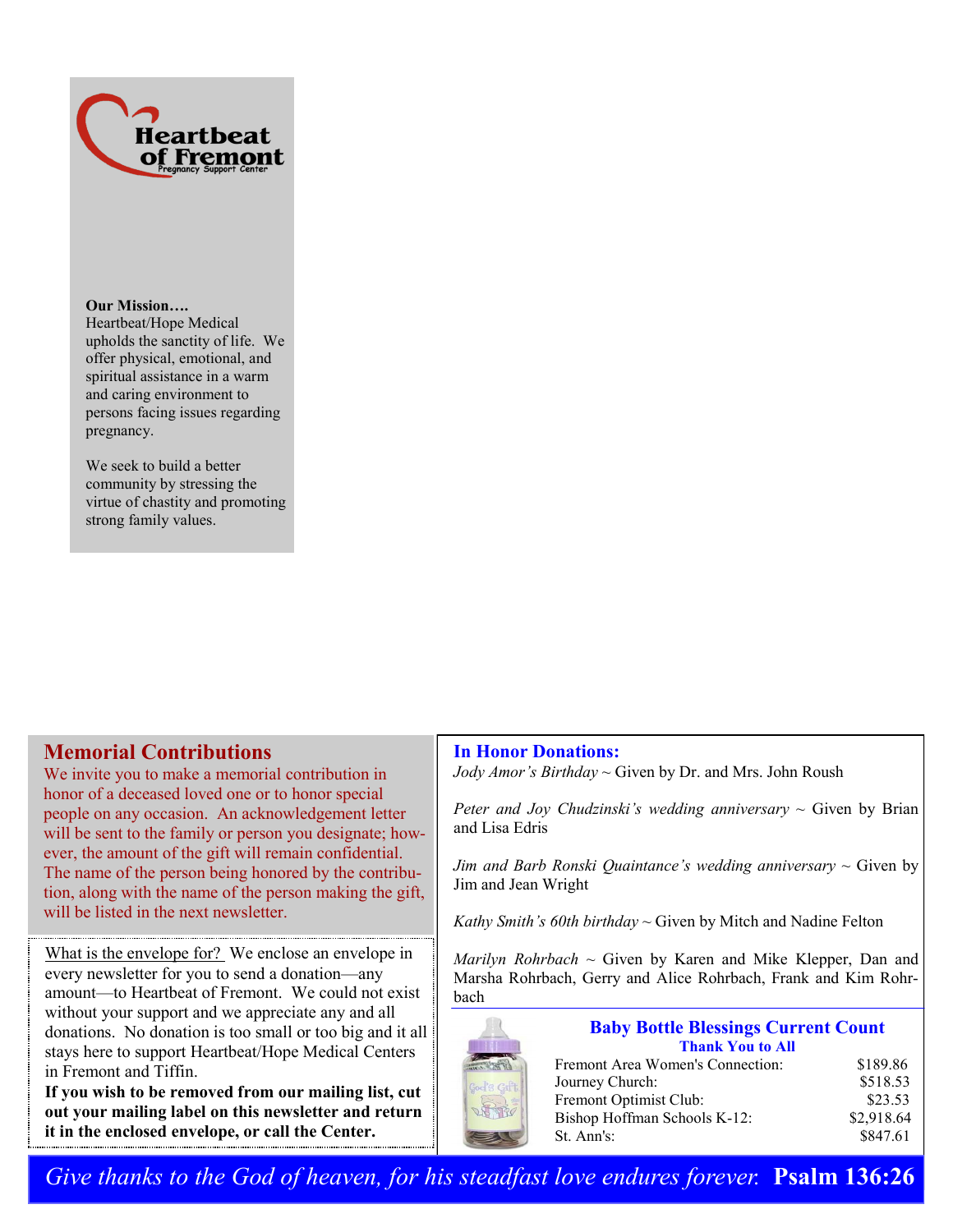Heartbeat of Fremont
Pregnancy Support Center

**Our Mission….**
Heartbeat/Hope Medical upholds the sanctity of life. We offer physical, emotional, and spiritual assistance in a warm and caring environment to persons facing issues regarding pregnancy.

We seek to build a better community by stressing the virtue of chastity and promoting strong family values.

## Memorial Contributions

We invite you to make a memorial contribution in honor of a deceased loved one or to honor special people on any occasion. An acknowledgement letter will be sent to the family or person you designate; however, the amount of the gift will remain confidential. The name of the person being honored by the contribution, along with the name of the person making the gift, will be listed in the next newsletter.

What is the envelope for? We enclose an envelope in every newsletter for you to send a donation—any amount—to Heartbeat of Fremont. We could not exist without your support and we appreciate any and all donations. No donation is too small or too big and it all stays here to support Heartbeat/Hope Medical Centers in Fremont and Tiffin.

**If you wish to be removed from our mailing list, cut out your mailing label on this newsletter and return it in the enclosed envelope, or call the Center.**

## In Honor Donations:

*Jody Amor's Birthday* ~ Given by Dr. and Mrs. John Roush

*Peter and Joy Chudzinski's wedding anniversary* ~ Given by Brian and Lisa Edris

*Jim and Barb Ronski Quaintance's wedding anniversary* ~ Given by Jim and Jean Wright

*Kathy Smith's 60th birthday* ~ Given by Mitch and Nadine Felton

*Marilyn Rohrbach* ~ Given by Karen and Mike Klepper, Dan and Marsha Rohrbach, Gerry and Alice Rohrbach, Frank and Kim Rohrbach

## Baby Bottle Blessings Current Count

**Thank You to All**

| | |
|---|---|
| Fremont Area Women's Connection: | $189.86 |
| Journey Church: | $518.53 |
| Fremont Optimist Club: | $23.53 |
| Bishop Hoffman Schools K-12: | $2,918.64 |
| St. Ann's: | $847.61 |

*Give thanks to the God of heaven, for his steadfast love endures forever.* **Psalm 136:26**